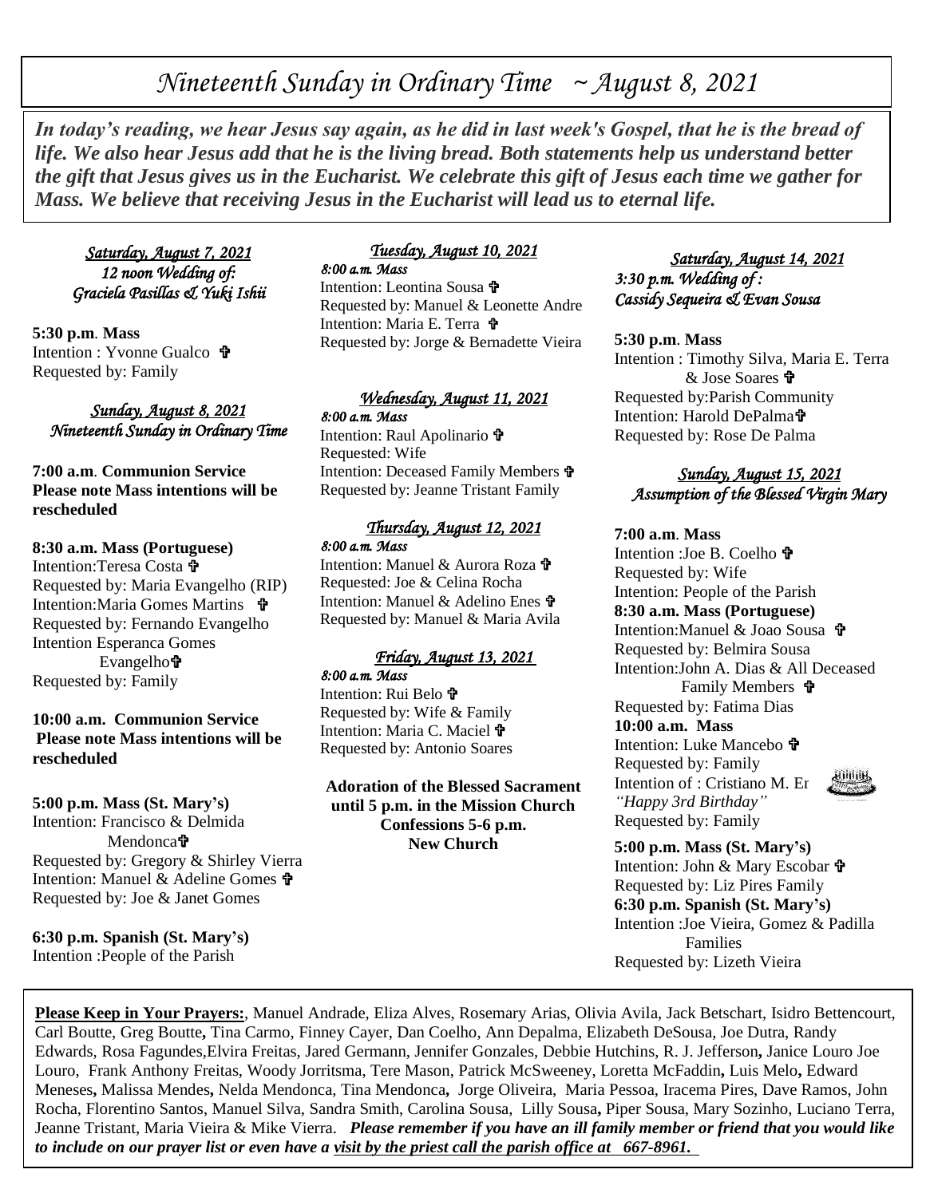# *Nineteenth Sunday in Ordinary Time ~ August 8, 2021*

***In today's reading, we hear Jesus say again, as he did in last week's Gospel, that he is the bread of life. We also hear Jesus add that he is the living bread. Both statements help us understand better the gift that Jesus gives us in the Eucharist. We celebrate this gift of Jesus each time we gather for Mass. We believe that receiving Jesus in the Eucharist will lead us to eternal life.***

*Saturday, August 7, 2021*
*12 noon Wedding of:*
*Graciela Pasillas & Yuki Ishii*

**5:30 p.m. Mass**
Intention : Yvonne Gualco ✞
Requested by: Family

*Sunday, August 8, 2021*
*Nineteenth Sunday in Ordinary Time*

**7:00 a.m. Communion Service**
**Please note Mass intentions will be rescheduled**

**8:30 a.m. Mass (Portuguese)**
Intention:Teresa Costa ✞
Requested by: Maria Evangelho (RIP)
Intention:Maria Gomes Martins ✞
Requested by: Fernando Evangelho
Intention Esperanca Gomes Evangelho✞
Requested by: Family

**10:00 a.m. Communion Service**
**Please note Mass intentions will be rescheduled**

**5:00 p.m. Mass (St. Mary's)**
Intention: Francisco & Delmida Mendonca✞
Requested by: Gregory & Shirley Vierra
Intention: Manuel & Adeline Gomes ✞
Requested by: Joe & Janet Gomes

**6:30 p.m. Spanish (St. Mary's)**
Intention :People of the Parish

*Tuesday, August 10, 2021*
*8:00 a.m. Mass*
Intention: Leontina Sousa ✞
Requested by: Manuel & Leonette Andre
Intention: Maria E. Terra ✞
Requested by: Jorge & Bernadette Vieira

*Wednesday, August 11, 2021*
*8:00 a.m. Mass*
Intention: Raul Apolinario ✞
Requested: Wife
Intention: Deceased Family Members ✞
Requested by: Jeanne Tristant Family

*Thursday, August 12, 2021*
*8:00 a.m. Mass*
Intention: Manuel & Aurora Roza ✞
Requested: Joe & Celina Rocha
Intention: Manuel & Adelino Enes ✞
Requested by: Manuel & Maria Avila

*Friday, August 13, 2021*
*8:00 a.m. Mass*
Intention: Rui Belo ✞
Requested by: Wife & Family
Intention: Maria C. Maciel ✞
Requested by: Antonio Soares

**Adoration of the Blessed Sacrament until 5 p.m. in the Mission Church**
**Confessions 5-6 p.m.**
**New Church**

*Saturday, August 14, 2021*
*3:30 p.m. Wedding of :*
*Cassidy Sequeira & Evan Sousa*

**5:30 p.m. Mass**
Intention : Timothy Silva, Maria E. Terra & Jose Soares ✞
Requested by:Parish Community
Intention: Harold DePalma✞
Requested by: Rose De Palma

*Sunday, August 15, 2021*
*Assumption of the Blessed Virgin Mary*

**7:00 a.m. Mass**
Intention :Joe B. Coelho ✞
Requested by: Wife
Intention: People of the Parish
**8:30 a.m. Mass (Portuguese)**
Intention:Manuel & Joao Sousa ✞
Requested by: Belmira Sousa
Intention:John A. Dias & All Deceased Family Members ✞
Requested by: Fatima Dias
**10:00 a.m. Mass**
Intention: Luke Mancebo ✞
Requested by: Family
Intention of : Cristiano M. Er
*"Happy 3rd Birthday"*
Requested by: Family

**5:00 p.m. Mass (St. Mary's)**
Intention: John & Mary Escobar ✞
Requested by: Liz Pires Family
**6:30 p.m. Spanish (St. Mary's)**
Intention :Joe Vieira, Gomez & Padilla Families
Requested by: Lizeth Vieira

**Please Keep in Your Prayers:**, Manuel Andrade, Eliza Alves, Rosemary Arias, Olivia Avila, Jack Betschart, Isidro Bettencourt, Carl Boutte, Greg Boutte**,** Tina Carmo, Finney Cayer, Dan Coelho, Ann Depalma, Elizabeth DeSousa, Joe Dutra, Randy Edwards, Rosa Fagundes,Elvira Freitas, Jared Germann, Jennifer Gonzales, Debbie Hutchins, R. J. Jefferson**,** Janice Louro Joe Louro, Frank Anthony Freitas, Woody Jorritsma, Tere Mason, Patrick McSweeney, Loretta McFaddin**,** Luis Melo**,** Edward Meneses**,** Malissa Mendes**,** Nelda Mendonca, Tina Mendonca**,** Jorge Oliveira, Maria Pessoa, Iracema Pires, Dave Ramos, John Rocha, Florentino Santos, Manuel Silva, Sandra Smith, Carolina Sousa, Lilly Sousa**,** Piper Sousa, Mary Sozinho, Luciano Terra, Jeanne Tristant, Maria Vieira & Mike Vierra. ***Please remember if you have an ill family member or friend that you would like to include on our prayer list or even have a visit by the priest call the parish office at 667-8961.***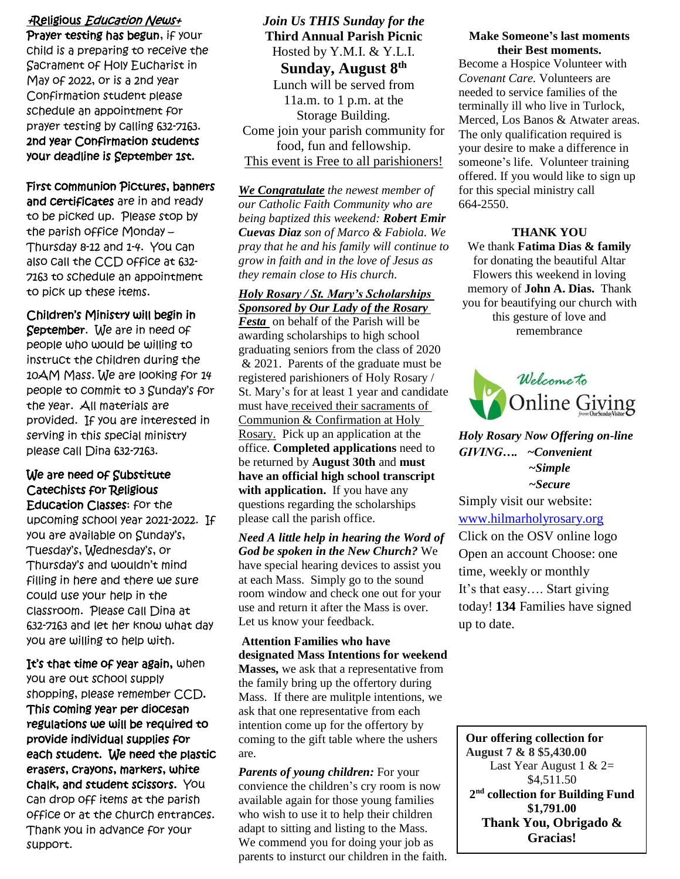## +Religious *Education News*+

**Prayer testing has begun**, if your child is a preparing to receive the Sacrament of Holy Eucharist in May of 2022, or is a 2nd year Confirmation student please schedule an appointment for prayer testing by calling 632-7163. **2nd year Confirmation students your deadline is September 1st.**

**First communion Pictures, banners and certificates** are in and ready to be picked up. Please stop by the parish office Monday – Thursday 8-12 and 1-4. You can also call the CCD office at 632-7163 to schedule an appointment to pick up these items.

**Children's Ministry will begin in September**. We are in need of people who would be willing to instruct the children during the 10AM Mass. We are looking for 14 people to commit to 3 Sunday's for the year. All materials are provided. If you are interested in serving in this special ministry please call Dina 632-7163.

**We are need of Substitute Catechists for Religious Education Classes**: for the upcoming school year 2021-2022. If you are available on Sunday's, Tuesday's, Wednesday's, or Thursday's and wouldn't mind filling in here and there we sure could use your help in the classroom. Please call Dina at 632-7163 and let her know what day you are willing to help with.

**It's that time of year again,** when you are out school supply shopping, please remember CCD. **This coming year per diocesan regulations we will be required to provide individual supplies for each student. We need the plastic erasers, crayons, markers, white chalk, and student scissors.** You can drop off items at the parish office or at the church entrances. Thank you in advance for your support.

***Join Us THIS Sunday for the***
**Third Annual Parish Picnic**
Hosted by Y.M.I. & Y.L.I.
**Sunday, August 8th**
Lunch will be served from 11a.m. to 1 p.m. at the Storage Building.
Come join your parish community for food, fun and fellowship.
This event is Free to all parishioners!

***We Congratulate*** *the newest member of our Catholic Faith Community who are being baptized this weekend:* ***Robert Emir Cuevas Diaz*** *son of Marco & Fabiola. We pray that he and his family will continue to grow in faith and in the love of Jesus as they remain close to His church.*

***Holy Rosary / St. Mary's Scholarships Sponsored by Our Lady of the Rosary Festa*** on behalf of the Parish will be awarding scholarships to high school graduating seniors from the class of 2020 & 2021. Parents of the graduate must be registered parishioners of Holy Rosary / St. Mary's for at least 1 year and candidate must have received their sacraments of Communion & Confirmation at Holy Rosary. Pick up an application at the office. **Completed applications** need to be returned by **August 30th** and **must have an official high school transcript with application.** If you have any questions regarding the scholarships please call the parish office.

***Need A little help in hearing the Word of God be spoken in the New Church?*** We have special hearing devices to assist you at each Mass. Simply go to the sound room window and check one out for your use and return it after the Mass is over. Let us know your feedback.

**Attention Families who have designated Mass Intentions for weekend Masses,** we ask that a representative from the family bring up the offertory during Mass. If there are mulitple intentions, we ask that one representative from each intention come up for the offertory by coming to the gift table where the ushers are.

***Parents of young children:*** For your convience the children's cry room is now available again for those young families who wish to use it to help their children adapt to sitting and listing to the Mass. We commend you for doing your job as parents to insturct our children in the faith.

**Make Someone's last moments their Best moments.**

Become a Hospice Volunteer with *Covenant Care.* Volunteers are needed to service families of the terminally ill who live in Turlock, Merced, Los Banos & Atwater areas. The only qualification required is your desire to make a difference in someone's life. Volunteer training offered. If you would like to sign up for this special ministry call 664-2550.

**THANK YOU**

We thank **Fatima Dias & family** for donating the beautiful Altar Flowers this weekend in loving memory of **John A. Dias.** Thank you for beautifying our church with this gesture of love and remembrance

Welcome to Online Giving from OurSundayVisitor

***Holy Rosary Now Offering on-line GIVING….*** ***~Convenient ~Simple ~Secure***

Simply visit our website: www.hilmarholyrosary.org
Click on the OSV online logo
Open an account Choose: one time, weekly or monthly
It's that easy…. Start giving today! **134** Families have signed up to date.

**Our offering collection for August 7 & 8 $5,430.00**
Last Year August 1 & 2= $4,511.50
**2nd collection for Building Fund $1,791.00**
**Thank You, Obrigado & Gracias!**